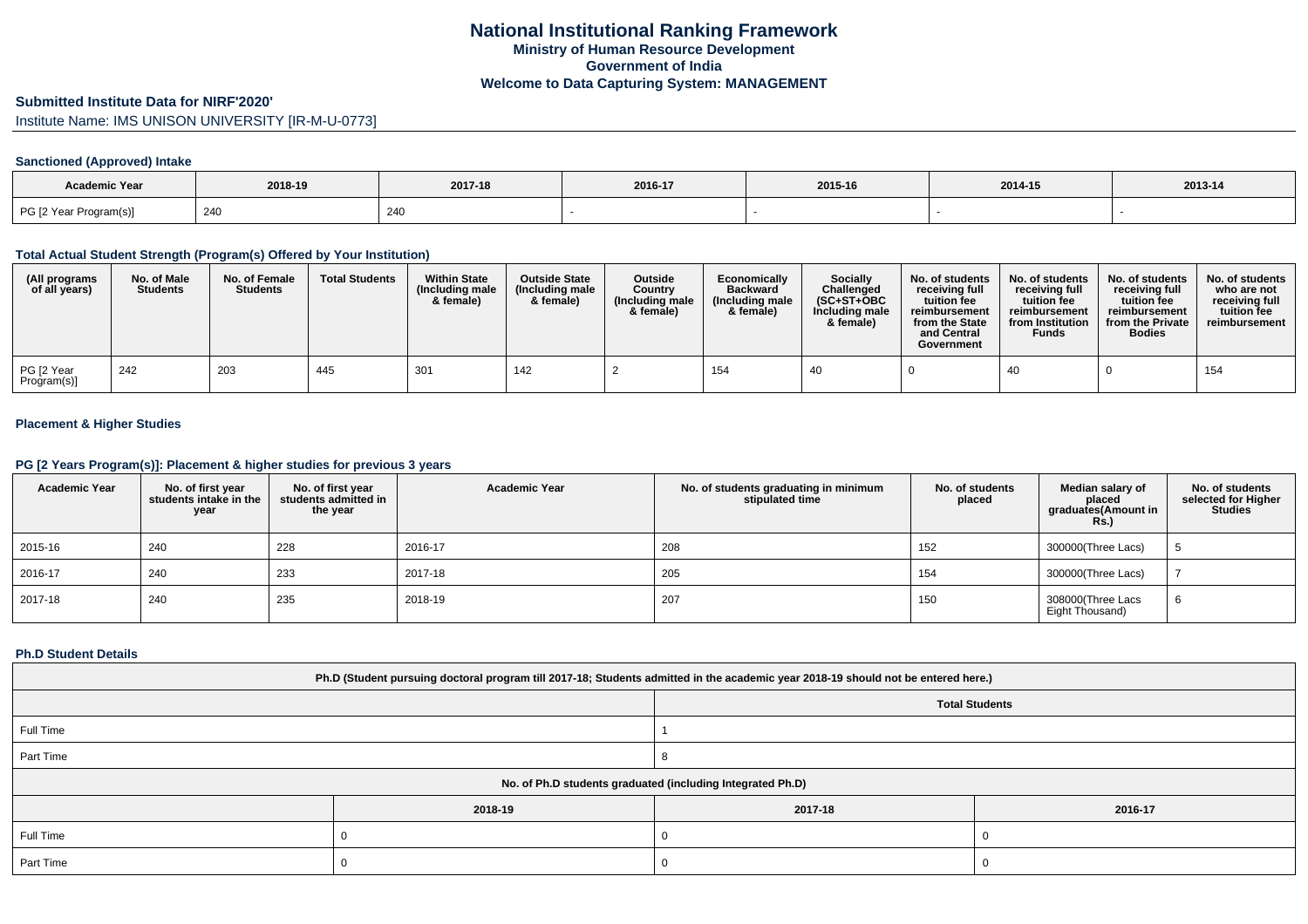# National Institutional Ranking Framework

**Ministry of Human Resource Development**

**Government of India**

**Welcome to Data Capturing System: MANAGEMENT**

## Submitted Institute Data for NIRF'2020'

Institute Name: IMS UNISON UNIVERSITY [IR-M-U-0773]

### Sanctioned (Approved) Intake

| Academic Year | 2018-19 | 2017-18 | 2016-17 | 2015-16 | 2014-15 | 2013-14 |
|---|---|---|---|---|---|---|
| PG [2 Year Program(s)] | 240 | 240 | - | - | - | - |

### Total Actual Student Strength (Program(s) Offered by Your Institution)

| (All programs of all years) | No. of Male Students | No. of Female Students | Total Students | Within State (Including male & female) | Outside State (Including male & female) | Outside Country (Including male & female) | Economically Backward (Including male & female) | Socially Challenged (SC+ST+OBC Including male & female) | No. of students receiving full tuition fee reimbursement from the State and Central Government | No. of students receiving full tuition fee reimbursement from Institution Funds | No. of students receiving full tuition fee reimbursement from the Private Bodies | No. of students who are not receiving full tuition fee reimbursement |
|---|---|---|---|---|---|---|---|---|---|---|---|---|
| PG [2 Year Program(s)] | 242 | 203 | 445 | 301 | 142 | 2 | 154 | 40 | 0 | 40 | 0 | 154 |

### Placement & Higher Studies

### PG [2 Years Program(s)]: Placement & higher studies for previous 3 years

| Academic Year | No. of first year students intake in the year | No. of first year students admitted in the year | Academic Year | No. of students graduating in minimum stipulated time | No. of students placed | Median salary of placed graduates(Amount in Rs.) | No. of students selected for Higher Studies |
|---|---|---|---|---|---|---|---|
| 2015-16 | 240 | 228 | 2016-17 | 208 | 152 | 300000(Three Lacs) | 5 |
| 2016-17 | 240 | 233 | 2017-18 | 205 | 154 | 300000(Three Lacs) | 7 |
| 2017-18 | 240 | 235 | 2018-19 | 207 | 150 | 308000(Three Lacs Eight Thousand) | 6 |

### Ph.D Student Details

| Ph.D (Student pursuing doctoral program till 2017-18; Students admitted in the academic year 2018-19 should not be entered here.) | |
|---|---|
| | Total Students |
| Full Time | 1 |
| Part Time | 8 |

| No. of Ph.D students graduated (including Integrated Ph.D) | | | |
|---|---|---|---|
| | 2018-19 | 2017-18 | 2016-17 |
| Full Time | 0 | 0 | 0 |
| Part Time | 0 | 0 | 0 |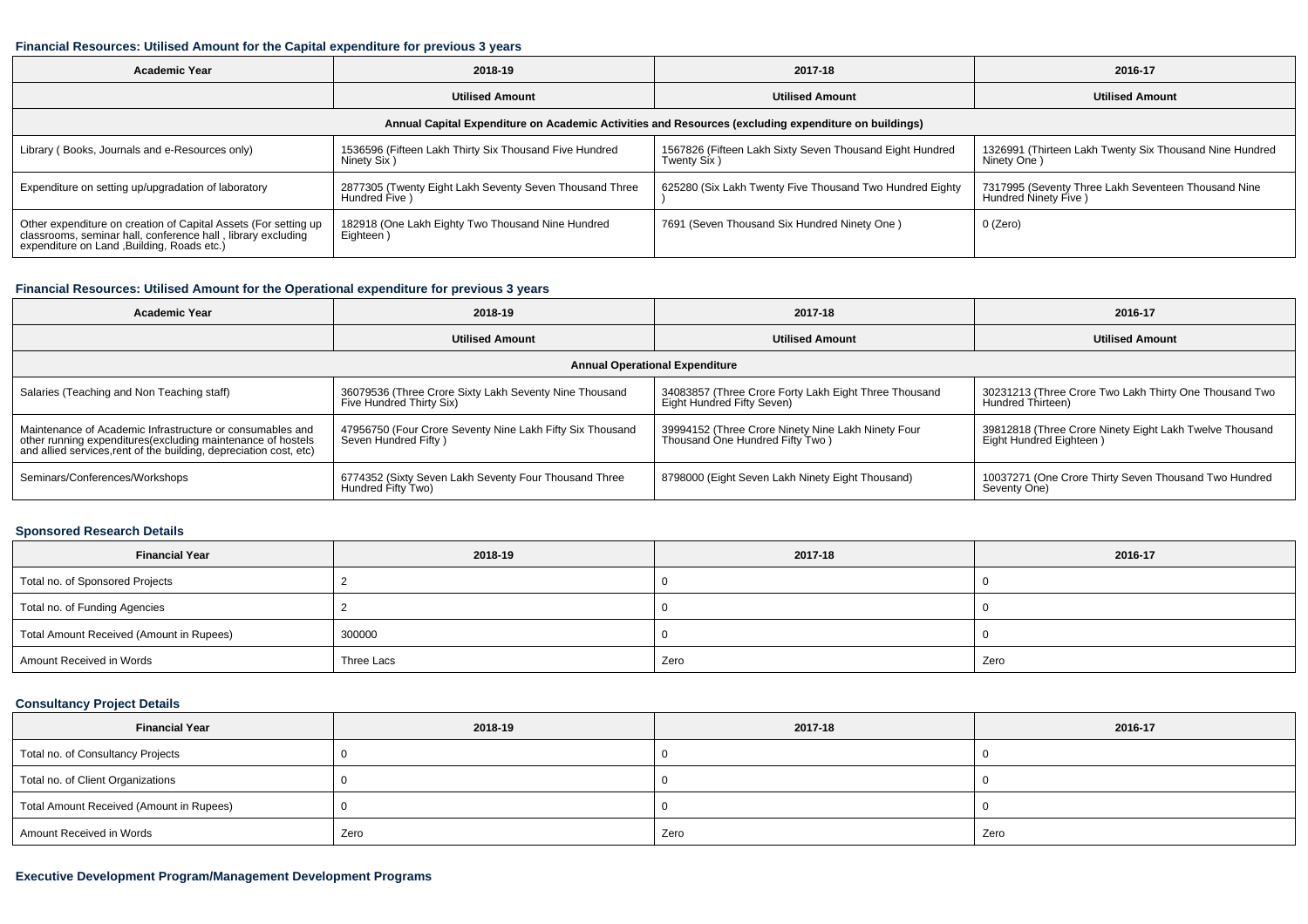### Financial Resources: Utilised Amount for the Capital expenditure for previous 3 years

| Academic Year | 2018-19 | 2017-18 | 2016-17 |
|---|---|---|---|
| | Utilised Amount | Utilised Amount | Utilised Amount |
| Annual Capital Expenditure on Academic Activities and Resources (excluding expenditure on buildings) | | | |
| Library ( Books, Journals and e-Resources only) | 1536596 (Fifteen Lakh Thirty Six Thousand Five Hundred Ninety Six ) | 1567826 (Fifteen Lakh Sixty Seven Thousand Eight Hundred Twenty Six ) | 1326991 (Thirteen Lakh Twenty Six Thousand Nine Hundred Ninety One ) |
| Expenditure on setting up/upgradation of laboratory | 2877305 (Twenty Eight Lakh Seventy Seven Thousand Three Hundred Five ) | 625280 (Six Lakh Twenty Five Thousand Two Hundred Eighty ) | 7317995 (Seventy Three Lakh Seventeen Thousand Nine Hundred Ninety Five ) |
| Other expenditure on creation of Capital Assets (For setting up classrooms, seminar hall, conference hall , library excluding expenditure on Land ,Building, Roads etc.) | 182918 (One Lakh Eighty Two Thousand Nine Hundred Eighteen ) | 7691 (Seven Thousand Six Hundred Ninety One ) | 0 (Zero) |

### Financial Resources: Utilised Amount for the Operational expenditure for previous 3 years

| Academic Year | 2018-19 | 2017-18 | 2016-17 |
|---|---|---|---|
| | Utilised Amount | Utilised Amount | Utilised Amount |
| Annual Operational Expenditure | | | |
| Salaries (Teaching and Non Teaching staff) | 36079536 (Three Crore Sixty Lakh Seventy Nine Thousand Five Hundred Thirty Six) | 34083857 (Three Crore Forty Lakh Eight Three Thousand Eight Hundred Fifty Seven) | 30231213 (Three Crore Two Lakh Thirty One Thousand Two Hundred Thirteen) |
| Maintenance of Academic Infrastructure or consumables and other running expenditures(excluding maintenance of hostels and allied services,rent of the building, depreciation cost, etc) | 47956750 (Four Crore Seventy Nine Lakh Fifty Six Thousand Seven Hundred Fifty ) | 39994152 (Three Crore Ninety Nine Lakh Ninety Four Thousand One Hundred Fifty Two ) | 39812818 (Three Crore Ninety Eight Lakh Twelve Thousand Eight Hundred Eighteen ) |
| Seminars/Conferences/Workshops | 6774352 (Sixty Seven Lakh Seventy Four Thousand Three Hundred Fifty Two) | 8798000 (Eight Seven Lakh Ninety Eight Thousand) | 10037271 (One Crore Thirty Seven Thousand Two Hundred Seventy One) |

### Sponsored Research Details

| Financial Year | 2018-19 | 2017-18 | 2016-17 |
|---|---|---|---|
| Total no. of Sponsored Projects | 2 | 0 | 0 |
| Total no. of Funding Agencies | 2 | 0 | 0 |
| Total Amount Received (Amount in Rupees) | 300000 | 0 | 0 |
| Amount Received in Words | Three Lacs | Zero | Zero |

### Consultancy Project Details

| Financial Year | 2018-19 | 2017-18 | 2016-17 |
|---|---|---|---|
| Total no. of Consultancy Projects | 0 | 0 | 0 |
| Total no. of Client Organizations | 0 | 0 | 0 |
| Total Amount Received (Amount in Rupees) | 0 | 0 | 0 |
| Amount Received in Words | Zero | Zero | Zero |

### Executive Development Program/Management Development Programs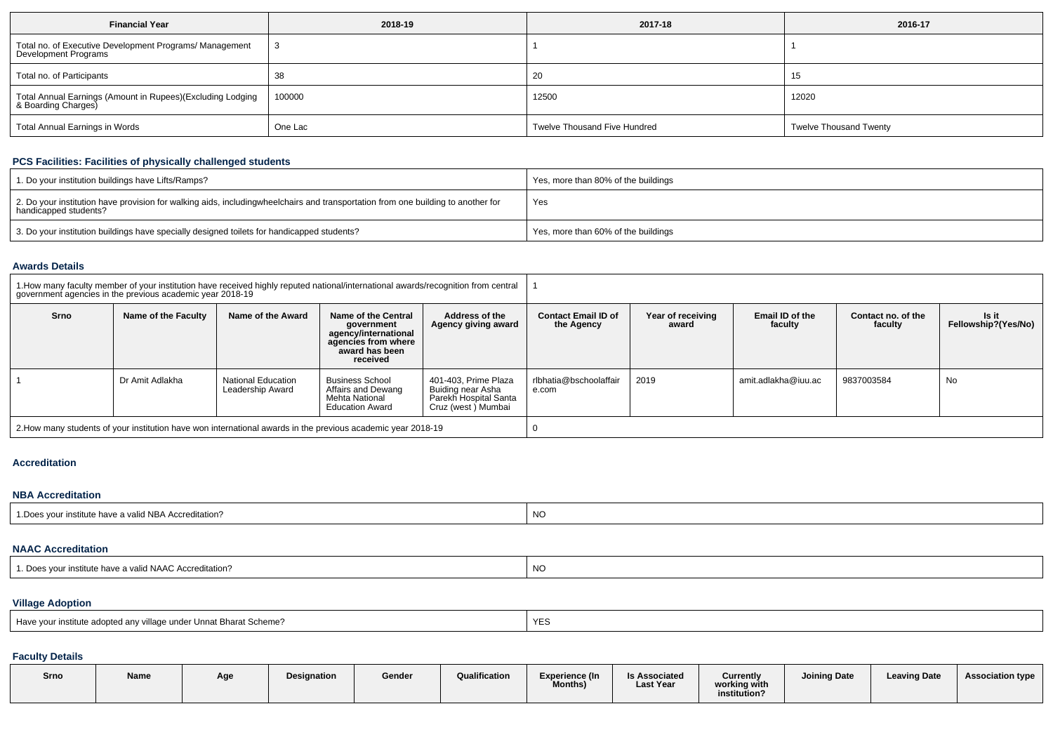| Financial Year | 2018-19 | 2017-18 | 2016-17 |
|---|---|---|---|
| Total no. of Executive Development Programs/ Management Development Programs | 3 | 1 | 1 |
| Total no. of Participants | 38 | 20 | 15 |
| Total Annual Earnings (Amount in Rupees)(Excluding Lodging & Boarding Charges) | 100000 | 12500 | 12020 |
| Total Annual Earnings in Words | One Lac | Twelve Thousand Five Hundred | Twelve Thousand Twenty |

### PCS Facilities: Facilities of physically challenged students

| | |
|---|---|
| 1. Do your institution buildings have Lifts/Ramps? | Yes, more than 80% of the buildings |
| 2. Do your institution have provision for walking aids, includingwheelchairs and transportation from one building to another for handicapped students? | Yes |
| 3. Do your institution buildings have specially designed toilets for handicapped students? | Yes, more than 60% of the buildings |

### Awards Details

| | |
|---|---|
| 1.How many faculty member of your institution have received highly reputed national/international awards/recognition from central government agencies in the previous academic year 2018-19 | 1 |

| Srno | Name of the Faculty | Name of the Award | Name of the Central government agency/international agencies from where award has been received | Address of the Agency giving award | Contact Email ID of the Agency | Year of receiving award | Email ID of the faculty | Contact no. of the faculty | Is it Fellowship?(Yes/No) |
|---|---|---|---|---|---|---|---|---|---|
| 1 | Dr Amit Adlakha | National Education Leadership Award | Business School Affairs and Dewang Mehta National Education Award | 401-403, Prime Plaza Buiding near Asha Parekh Hospital Santa Cruz (west ) Mumbai | rlbhatia@bschoolaffaire.com | 2019 | amit.adlakha@iuu.ac | 9837003584 | No |

| | |
|---|---|
| 2.How many students of your institution have won international awards in the previous academic year 2018-19 | 0 |

### Accreditation

#### NBA Accreditation

| | |
|---|---|
| 1.Does your institute have a valid NBA Accreditation? | NO |

#### NAAC Accreditation

| | |
|---|---|
| 1. Does your institute have a valid NAAC Accreditation? | NO |

#### Village Adoption

| | |
|---|---|
| Have your institute adopted any village under Unnat Bharat Scheme? | YES |

### Faculty Details

| Srno | Name | Age | Designation | Gender | Qualification | Experience (In Months) | Is Associated Last Year | Currently working with institution? | Joining Date | Leaving Date | Association type |
|---|---|---|---|---|---|---|---|---|---|---|---|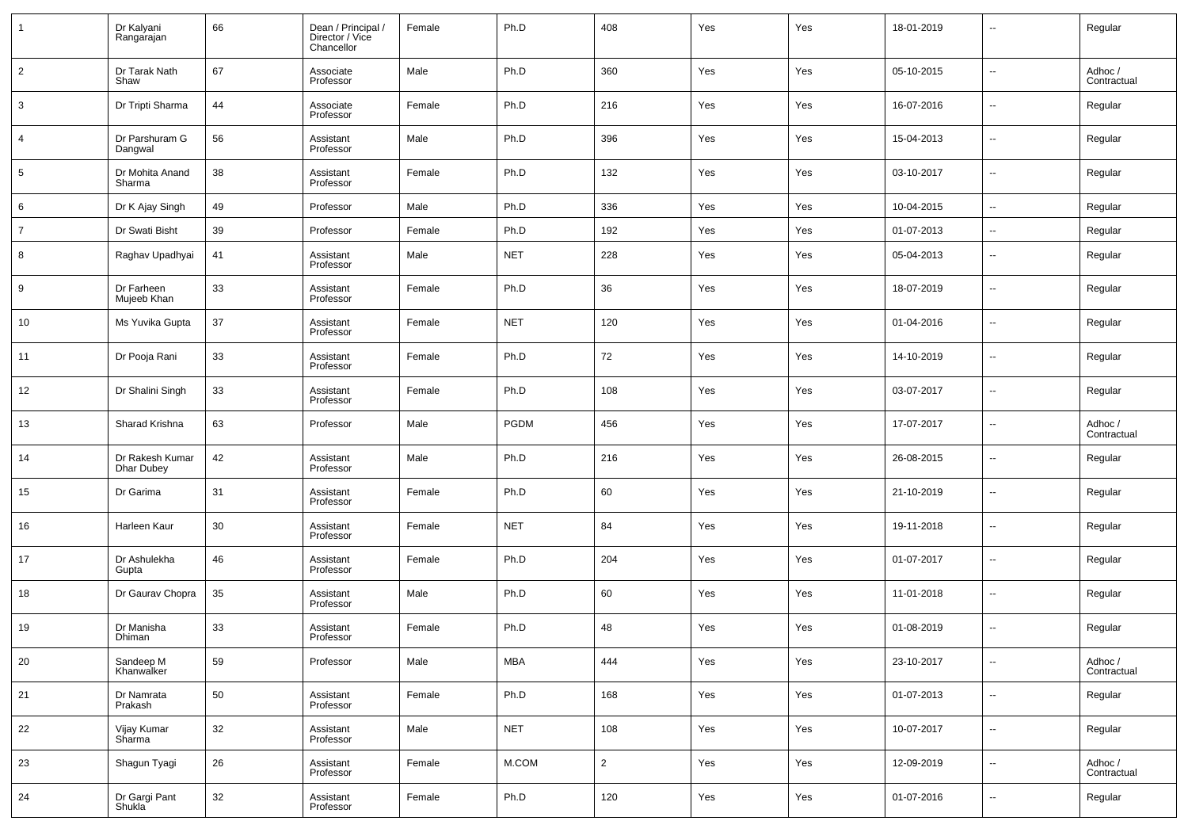| | | | | | | | | | | | |
|---|---|---|---|---|---|---|---|---|---|---|---|
| 1 | Dr Kalyani Rangarajan | 66 | Dean / Principal / Director / Vice Chancellor | Female | Ph.D | 408 | Yes | Yes | 18-01-2019 | -- | Regular |
| 2 | Dr Tarak Nath Shaw | 67 | Associate Professor | Male | Ph.D | 360 | Yes | Yes | 05-10-2015 | -- | Adhoc / Contractual |
| 3 | Dr Tripti Sharma | 44 | Associate Professor | Female | Ph.D | 216 | Yes | Yes | 16-07-2016 | -- | Regular |
| 4 | Dr Parshuram G Dangwal | 56 | Assistant Professor | Male | Ph.D | 396 | Yes | Yes | 15-04-2013 | -- | Regular |
| 5 | Dr Mohita Anand Sharma | 38 | Assistant Professor | Female | Ph.D | 132 | Yes | Yes | 03-10-2017 | -- | Regular |
| 6 | Dr K Ajay Singh | 49 | Professor | Male | Ph.D | 336 | Yes | Yes | 10-04-2015 | -- | Regular |
| 7 | Dr Swati Bisht | 39 | Professor | Female | Ph.D | 192 | Yes | Yes | 01-07-2013 | -- | Regular |
| 8 | Raghav Upadhyai | 41 | Assistant Professor | Male | NET | 228 | Yes | Yes | 05-04-2013 | -- | Regular |
| 9 | Dr Farheen Mujeeb Khan | 33 | Assistant Professor | Female | Ph.D | 36 | Yes | Yes | 18-07-2019 | -- | Regular |
| 10 | Ms Yuvika Gupta | 37 | Assistant Professor | Female | NET | 120 | Yes | Yes | 01-04-2016 | -- | Regular |
| 11 | Dr Pooja Rani | 33 | Assistant Professor | Female | Ph.D | 72 | Yes | Yes | 14-10-2019 | -- | Regular |
| 12 | Dr Shalini Singh | 33 | Assistant Professor | Female | Ph.D | 108 | Yes | Yes | 03-07-2017 | -- | Regular |
| 13 | Sharad Krishna | 63 | Professor | Male | PGDM | 456 | Yes | Yes | 17-07-2017 | -- | Adhoc / Contractual |
| 14 | Dr Rakesh Kumar Dhar Dubey | 42 | Assistant Professor | Male | Ph.D | 216 | Yes | Yes | 26-08-2015 | -- | Regular |
| 15 | Dr Garima | 31 | Assistant Professor | Female | Ph.D | 60 | Yes | Yes | 21-10-2019 | -- | Regular |
| 16 | Harleen Kaur | 30 | Assistant Professor | Female | NET | 84 | Yes | Yes | 19-11-2018 | -- | Regular |
| 17 | Dr Ashulekha Gupta | 46 | Assistant Professor | Female | Ph.D | 204 | Yes | Yes | 01-07-2017 | -- | Regular |
| 18 | Dr Gaurav Chopra | 35 | Assistant Professor | Male | Ph.D | 60 | Yes | Yes | 11-01-2018 | -- | Regular |
| 19 | Dr Manisha Dhiman | 33 | Assistant Professor | Female | Ph.D | 48 | Yes | Yes | 01-08-2019 | -- | Regular |
| 20 | Sandeep M Khanwalker | 59 | Professor | Male | MBA | 444 | Yes | Yes | 23-10-2017 | -- | Adhoc / Contractual |
| 21 | Dr Namrata Prakash | 50 | Assistant Professor | Female | Ph.D | 168 | Yes | Yes | 01-07-2013 | -- | Regular |
| 22 | Vijay Kumar Sharma | 32 | Assistant Professor | Male | NET | 108 | Yes | Yes | 10-07-2017 | -- | Regular |
| 23 | Shagun Tyagi | 26 | Assistant Professor | Female | M.COM | 2 | Yes | Yes | 12-09-2019 | -- | Adhoc / Contractual |
| 24 | Dr Gargi Pant Shukla | 32 | Assistant Professor | Female | Ph.D | 120 | Yes | Yes | 01-07-2016 | -- | Regular |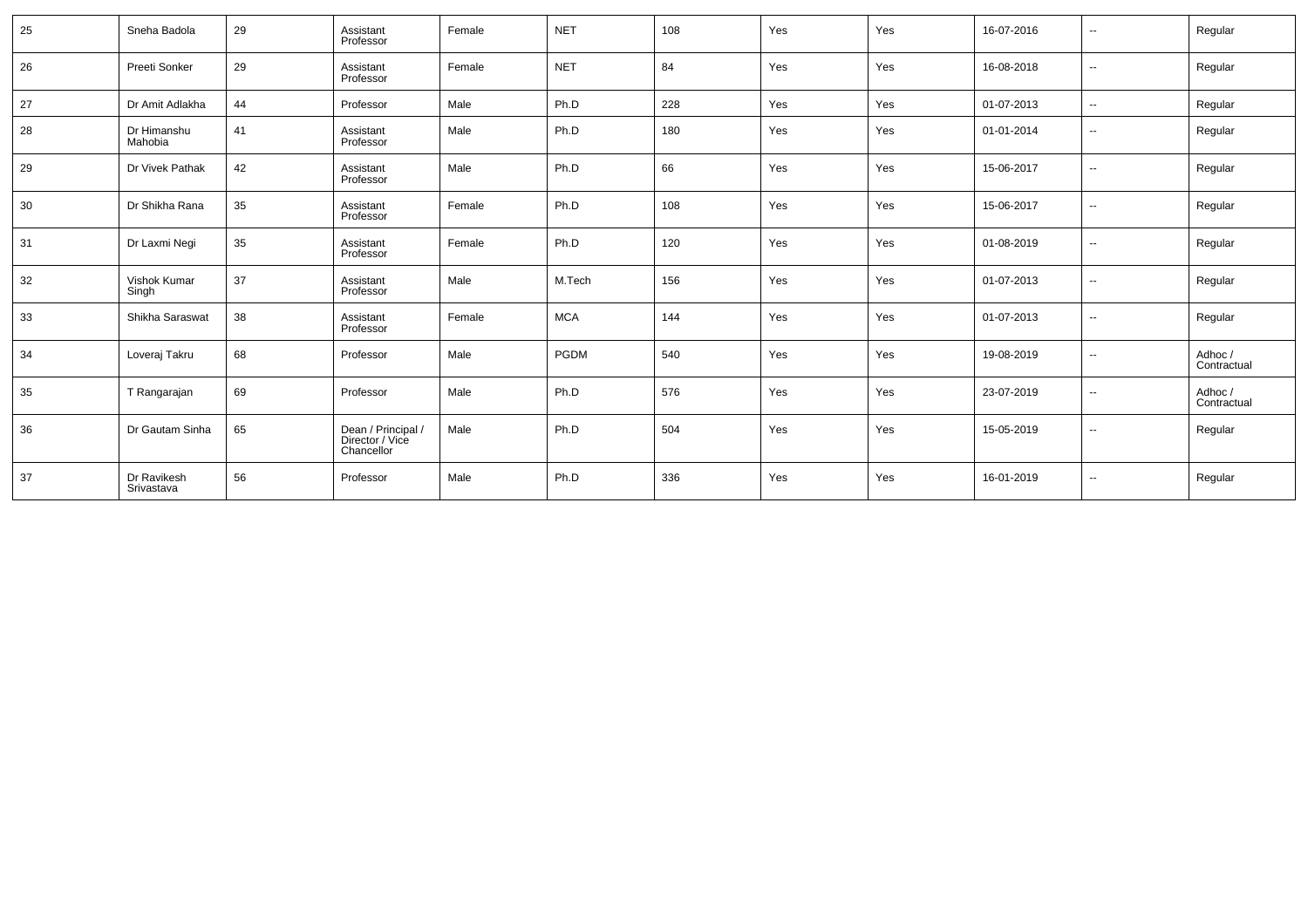| | | | | | | | | | | | |
|---|---|---|---|---|---|---|---|---|---|---|---|
| 25 | Sneha Badola | 29 | Assistant Professor | Female | NET | 108 | Yes | Yes | 16-07-2016 | -- | Regular |
| 26 | Preeti Sonker | 29 | Assistant Professor | Female | NET | 84 | Yes | Yes | 16-08-2018 | -- | Regular |
| 27 | Dr Amit Adlakha | 44 | Professor | Male | Ph.D | 228 | Yes | Yes | 01-07-2013 | -- | Regular |
| 28 | Dr Himanshu Mahobia | 41 | Assistant Professor | Male | Ph.D | 180 | Yes | Yes | 01-01-2014 | -- | Regular |
| 29 | Dr Vivek Pathak | 42 | Assistant Professor | Male | Ph.D | 66 | Yes | Yes | 15-06-2017 | -- | Regular |
| 30 | Dr Shikha Rana | 35 | Assistant Professor | Female | Ph.D | 108 | Yes | Yes | 15-06-2017 | -- | Regular |
| 31 | Dr Laxmi Negi | 35 | Assistant Professor | Female | Ph.D | 120 | Yes | Yes | 01-08-2019 | -- | Regular |
| 32 | Vishok Kumar Singh | 37 | Assistant Professor | Male | M.Tech | 156 | Yes | Yes | 01-07-2013 | -- | Regular |
| 33 | Shikha Saraswat | 38 | Assistant Professor | Female | MCA | 144 | Yes | Yes | 01-07-2013 | -- | Regular |
| 34 | Loveraj Takru | 68 | Professor | Male | PGDM | 540 | Yes | Yes | 19-08-2019 | -- | Adhoc / Contractual |
| 35 | T Rangarajan | 69 | Professor | Male | Ph.D | 576 | Yes | Yes | 23-07-2019 | -- | Adhoc / Contractual |
| 36 | Dr Gautam Sinha | 65 | Dean / Principal / Director / Vice Chancellor | Male | Ph.D | 504 | Yes | Yes | 15-05-2019 | -- | Regular |
| 37 | Dr Ravikesh Srivastava | 56 | Professor | Male | Ph.D | 336 | Yes | Yes | 16-01-2019 | -- | Regular |